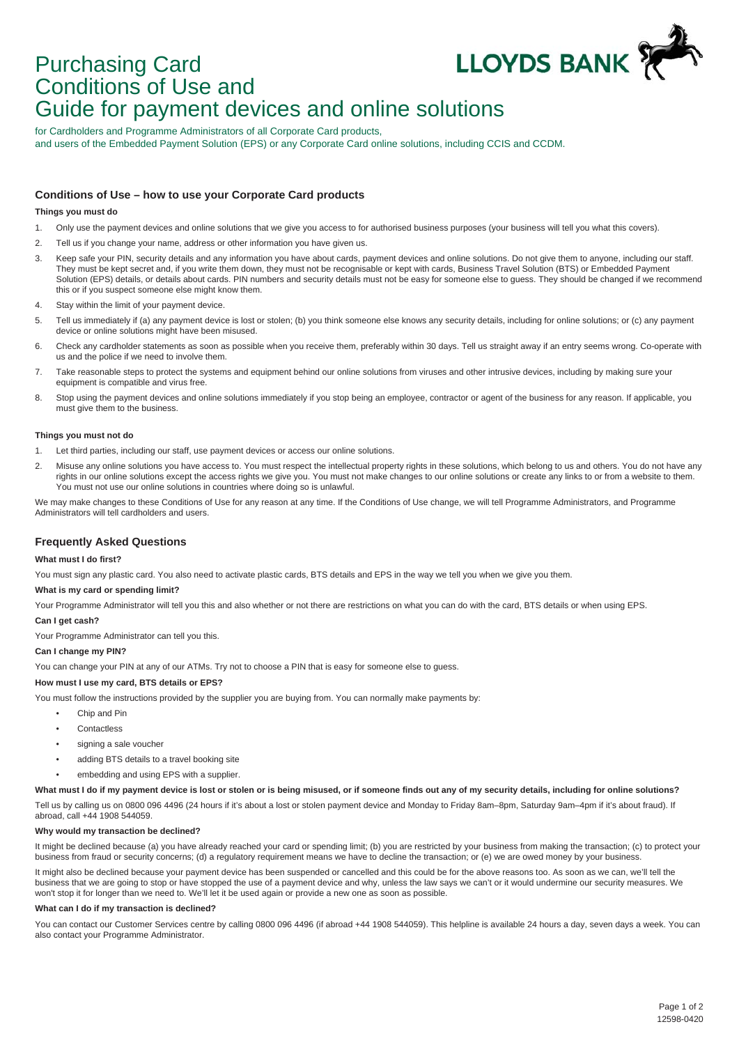# Purchasing Card Conditions of Use and Guide for payment devices and online solutions

LLOYDS BANK

for Cardholders and Programme Administrators of all Corporate Card products, and users of the Embedded Payment Solution (EPS) or any Corporate Card online solutions, including CCIS and CCDM.

## Conditions of Use – how to use your Corporate Card products

**Things you must do**

1. Only use the payment devices and online solutions that we give you access to for authorised business purposes (your business will tell you what this covers).
2. Tell us if you change your name, address or other information you have given us.
3. Keep safe your PIN, security details and any information you have about cards, payment devices and online solutions. Do not give them to anyone, including our staff. They must be kept secret and, if you write them down, they must not be recognisable or kept with cards, Business Travel Solution (BTS) or Embedded Payment Solution (EPS) details, or details about cards. PIN numbers and security details must not be easy for someone else to guess. They should be changed if we recommend this or if you suspect someone else might know them.
4. Stay within the limit of your payment device.
5. Tell us immediately if (a) any payment device is lost or stolen; (b) you think someone else knows any security details, including for online solutions; or (c) any payment device or online solutions might have been misused.
6. Check any cardholder statements as soon as possible when you receive them, preferably within 30 days. Tell us straight away if an entry seems wrong. Co-operate with us and the police if we need to involve them.
7. Take reasonable steps to protect the systems and equipment behind our online solutions from viruses and other intrusive devices, including by making sure your equipment is compatible and virus free.
8. Stop using the payment devices and online solutions immediately if you stop being an employee, contractor or agent of the business for any reason. If applicable, you must give them to the business.

**Things you must not do**

1. Let third parties, including our staff, use payment devices or access our online solutions.
2. Misuse any online solutions you have access to. You must respect the intellectual property rights in these solutions, which belong to us and others. You do not have any rights in our online solutions except the access rights we give you. You must not make changes to our online solutions or create any links to or from a website to them. You must not use our online solutions in countries where doing so is unlawful.

We may make changes to these Conditions of Use for any reason at any time. If the Conditions of Use change, we will tell Programme Administrators, and Programme Administrators will tell cardholders and users.

## Frequently Asked Questions

**What must I do first?**

You must sign any plastic card. You also need to activate plastic cards, BTS details and EPS in the way we tell you when we give you them.

**What is my card or spending limit?**

Your Programme Administrator will tell you this and also whether or not there are restrictions on what you can do with the card, BTS details or when using EPS.

**Can I get cash?**

Your Programme Administrator can tell you this.

**Can I change my PIN?**

You can change your PIN at any of our ATMs. Try not to choose a PIN that is easy for someone else to guess.

**How must I use my card, BTS details or EPS?**

You must follow the instructions provided by the supplier you are buying from. You can normally make payments by:

- Chip and Pin
- Contactless
- signing a sale voucher
- adding BTS details to a travel booking site
- embedding and using EPS with a supplier.

**What must I do if my payment device is lost or stolen or is being misused, or if someone finds out any of my security details, including for online solutions?**

Tell us by calling us on 0800 096 4496 (24 hours if it's about a lost or stolen payment device and Monday to Friday 8am–8pm, Saturday 9am–4pm if it's about fraud). If abroad, call +44 1908 544059.

**Why would my transaction be declined?**

It might be declined because (a) you have already reached your card or spending limit; (b) you are restricted by your business from making the transaction; (c) to protect your business from fraud or security concerns; (d) a regulatory requirement means we have to decline the transaction; or (e) we are owed money by your business.

It might also be declined because your payment device has been suspended or cancelled and this could be for the above reasons too. As soon as we can, we'll tell the business that we are going to stop or have stopped the use of a payment device and why, unless the law says we can't or it would undermine our security measures. We won't stop it for longer than we need to. We'll let it be used again or provide a new one as soon as possible.

**What can I do if my transaction is declined?**

You can contact our Customer Services centre by calling 0800 096 4496 (if abroad +44 1908 544059). This helpline is available 24 hours a day, seven days a week. You can also contact your Programme Administrator.

12598-0420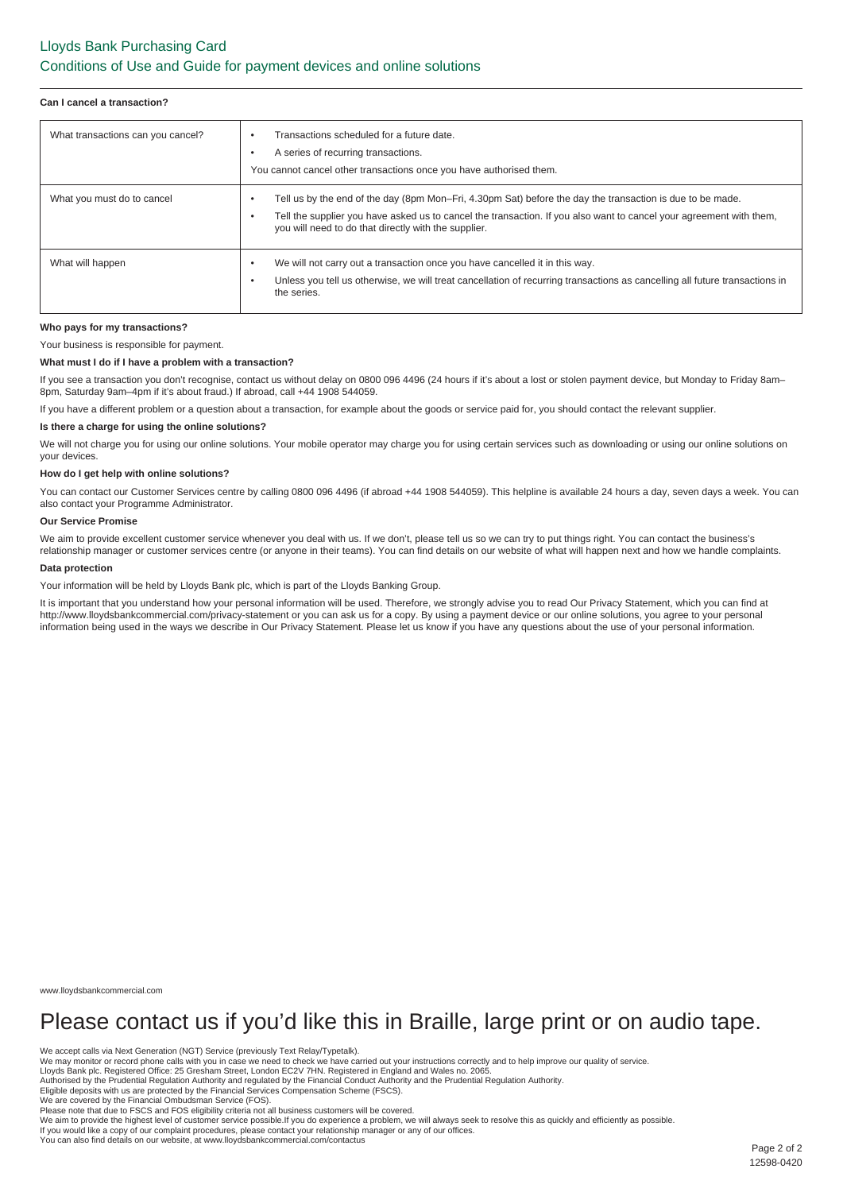**Can I cancel a transaction?**

| | |
|---|---|
| What transactions can you cancel? | • Transactions scheduled for a future date.<br>• A series of recurring transactions.<br>You cannot cancel other transactions once you have authorised them. |
| What you must do to cancel | • Tell us by the end of the day (8pm Mon–Fri, 4.30pm Sat) before the day the transaction is due to be made.<br>• Tell the supplier you have asked us to cancel the transaction. If you also want to cancel your agreement with them, you will need to do that directly with the supplier. |
| What will happen | • We will not carry out a transaction once you have cancelled it in this way.<br>• Unless you tell us otherwise, we will treat cancellation of recurring transactions as cancelling all future transactions in the series. |

**Who pays for my transactions?**

Your business is responsible for payment.

**What must I do if I have a problem with a transaction?**

If you see a transaction you don't recognise, contact us without delay on 0800 096 4496 (24 hours if it's about a lost or stolen payment device, but Monday to Friday 8am–8pm, Saturday 9am–4pm if it's about fraud.) If abroad, call +44 1908 544059.

If you have a different problem or a question about a transaction, for example about the goods or service paid for, you should contact the relevant supplier.

**Is there a charge for using the online solutions?**

We will not charge you for using our online solutions. Your mobile operator may charge you for using certain services such as downloading or using our online solutions on your devices.

**How do I get help with online solutions?**

You can contact our Customer Services centre by calling 0800 096 4496 (if abroad +44 1908 544059). This helpline is available 24 hours a day, seven days a week. You can also contact your Programme Administrator.

**Our Service Promise**

We aim to provide excellent customer service whenever you deal with us. If we don't, please tell us so we can try to put things right. You can contact the business's relationship manager or customer services centre (or anyone in their teams). You can find details on our website of what will happen next and how we handle complaints.

**Data protection**

Your information will be held by Lloyds Bank plc, which is part of the Lloyds Banking Group.

It is important that you understand how your personal information will be used. Therefore, we strongly advise you to read Our Privacy Statement, which you can find at http://www.lloydsbankcommercial.com/privacy-statement or you can ask us for a copy. By using a payment device or our online solutions, you agree to your personal information being used in the ways we describe in Our Privacy Statement. Please let us know if you have any questions about the use of your personal information.

www.lloydsbankcommercial.com

# Please contact us if you'd like this in Braille, large print or on audio tape.

We accept calls via Next Generation (NGT) Service (previously Text Relay/Typetalk).
We may monitor or record phone calls with you in case we need to check we have carried out your instructions correctly and to help improve our quality of service.
Lloyds Bank plc. Registered Office: 25 Gresham Street, London EC2V 7HN. Registered in England and Wales no. 2065.
Authorised by the Prudential Regulation Authority and regulated by the Financial Conduct Authority and the Prudential Regulation Authority.
Eligible deposits with us are protected by the Financial Services Compensation Scheme (FSCS).
We are covered by the Financial Ombudsman Service (FOS).
Please note that due to FSCS and FOS eligibility criteria not all business customers will be covered.
We aim to provide the highest level of customer service possible.If you do experience a problem, we will always seek to resolve this as quickly and efficiently as possible.
If you would like a copy of our complaint procedures, please contact your relationship manager or any of our offices.
You can also find details on our website, at www.lloydsbankcommercial.com/contactus

12598-0420